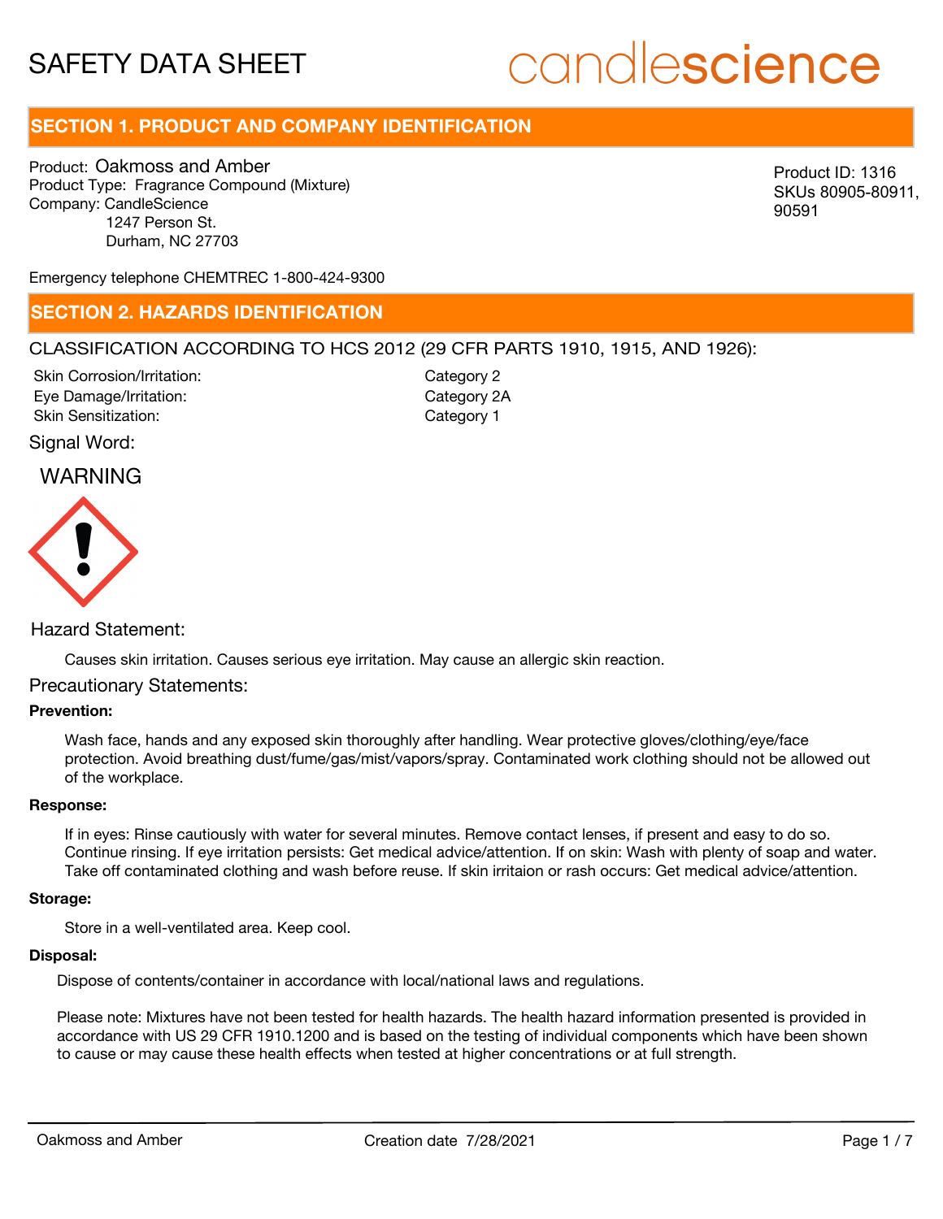# SAFETY DATA SHEET

candlescience

## SECTION 1. PRODUCT AND COMPANY IDENTIFICATION

Product: Oakmoss and Amber
Product Type: Fragrance Compound (Mixture)
Company: CandleScience
1247 Person St.
Durham, NC 27703

Product ID: 1316
SKUs 80905-80911, 90591

Emergency telephone CHEMTREC 1-800-424-9300

## SECTION 2. HAZARDS IDENTIFICATION

CLASSIFICATION ACCORDING TO HCS 2012 (29 CFR PARTS 1910, 1915, AND 1926):

| | |
|---|---|
| Skin Corrosion/Irritation: | Category 2 |
| Eye Damage/Irritation: | Category 2A |
| Skin Sensitization: | Category 1 |

Signal Word:

WARNING

Hazard Statement:

Causes skin irritation. Causes serious eye irritation. May cause an allergic skin reaction.

Precautionary Statements:

**Prevention:**

Wash face, hands and any exposed skin thoroughly after handling. Wear protective gloves/clothing/eye/face protection. Avoid breathing dust/fume/gas/mist/vapors/spray. Contaminated work clothing should not be allowed out of the workplace.

**Response:**

If in eyes: Rinse cautiously with water for several minutes. Remove contact lenses, if present and easy to do so. Continue rinsing. If eye irritation persists: Get medical advice/attention. If on skin: Wash with plenty of soap and water. Take off contaminated clothing and wash before reuse. If skin irritaion or rash occurs: Get medical advice/attention.

**Storage:**

Store in a well-ventilated area. Keep cool.

**Disposal:**

Dispose of contents/container in accordance with local/national laws and regulations.

Please note: Mixtures have not been tested for health hazards. The health hazard information presented is provided in accordance with US 29 CFR 1910.1200 and is based on the testing of individual components which have been shown to cause or may cause these health effects when tested at higher concentrations or at full strength.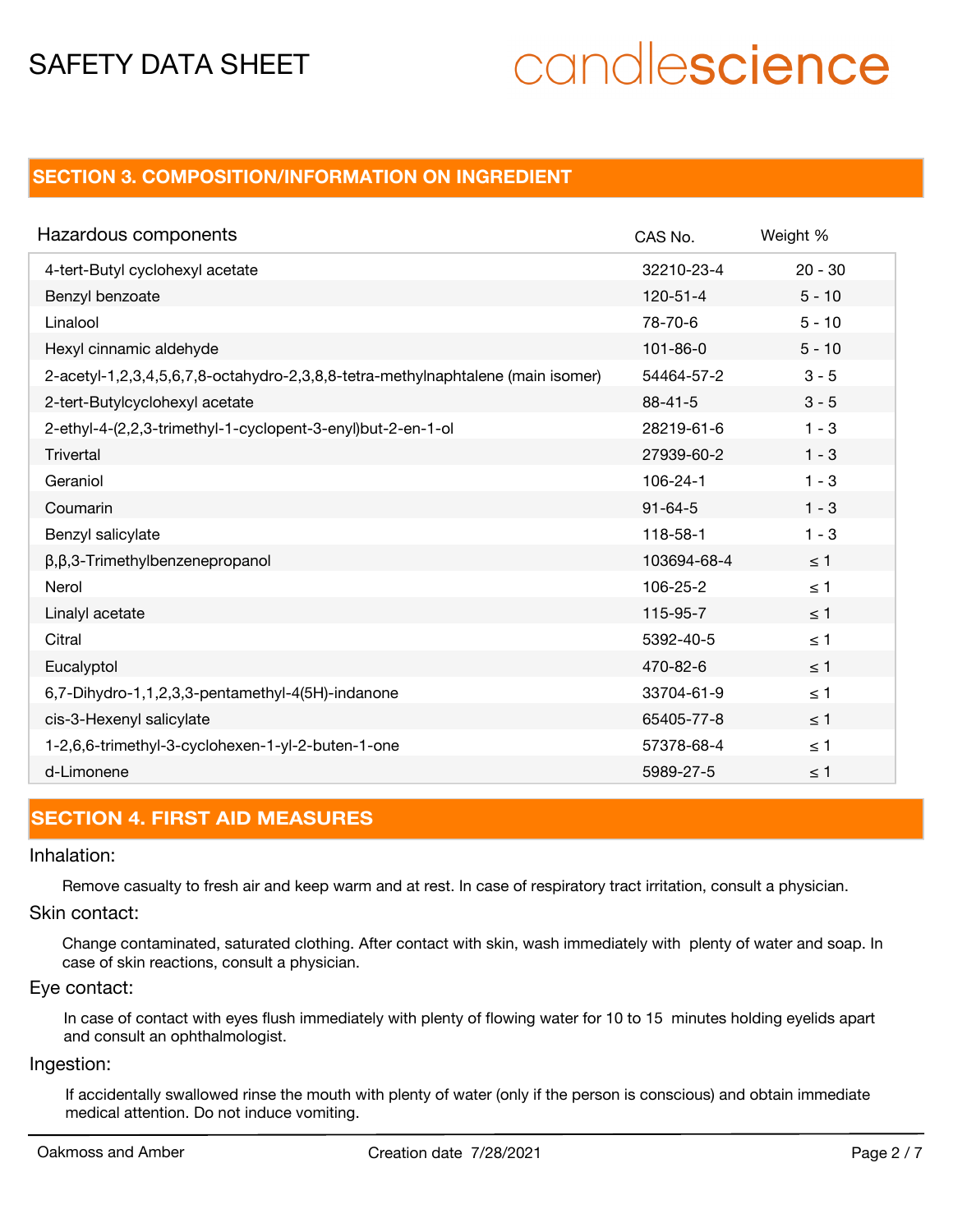## SECTION 3. COMPOSITION/INFORMATION ON INGREDIENT

| Hazardous components | CAS No. | Weight % |
|---|---|---|
| 4-tert-Butyl cyclohexyl acetate | 32210-23-4 | 20 - 30 |
| Benzyl benzoate | 120-51-4 | 5 - 10 |
| Linalool | 78-70-6 | 5 - 10 |
| Hexyl cinnamic aldehyde | 101-86-0 | 5 - 10 |
| 2-acetyl-1,2,3,4,5,6,7,8-octahydro-2,3,8,8-tetra-methylnaphtalene (main isomer) | 54464-57-2 | 3 - 5 |
| 2-tert-Butylcyclohexyl acetate | 88-41-5 | 3 - 5 |
| 2-ethyl-4-(2,2,3-trimethyl-1-cyclopent-3-enyl)but-2-en-1-ol | 28219-61-6 | 1 - 3 |
| Trivertal | 27939-60-2 | 1 - 3 |
| Geraniol | 106-24-1 | 1 - 3 |
| Coumarin | 91-64-5 | 1 - 3 |
| Benzyl salicylate | 118-58-1 | 1 - 3 |
| β,β,3-Trimethylbenzenepropanol | 103694-68-4 | ≤ 1 |
| Nerol | 106-25-2 | ≤ 1 |
| Linalyl acetate | 115-95-7 | ≤ 1 |
| Citral | 5392-40-5 | ≤ 1 |
| Eucalyptol | 470-82-6 | ≤ 1 |
| 6,7-Dihydro-1,1,2,3,3-pentamethyl-4(5H)-indanone | 33704-61-9 | ≤ 1 |
| cis-3-Hexenyl salicylate | 65405-77-8 | ≤ 1 |
| 1-2,6,6-trimethyl-3-cyclohexen-1-yl-2-buten-1-one | 57378-68-4 | ≤ 1 |
| d-Limonene | 5989-27-5 | ≤ 1 |

## SECTION 4. FIRST AID MEASURES

### Inhalation:

Remove casualty to fresh air and keep warm and at rest. In case of respiratory tract irritation, consult a physician.

### Skin contact:

Change contaminated, saturated clothing. After contact with skin, wash immediately with plenty of water and soap. In case of skin reactions, consult a physician.

### Eye contact:

In case of contact with eyes flush immediately with plenty of flowing water for 10 to 15 minutes holding eyelids apart and consult an ophthalmologist.

### Ingestion:

If accidentally swallowed rinse the mouth with plenty of water (only if the person is conscious) and obtain immediate medical attention. Do not induce vomiting.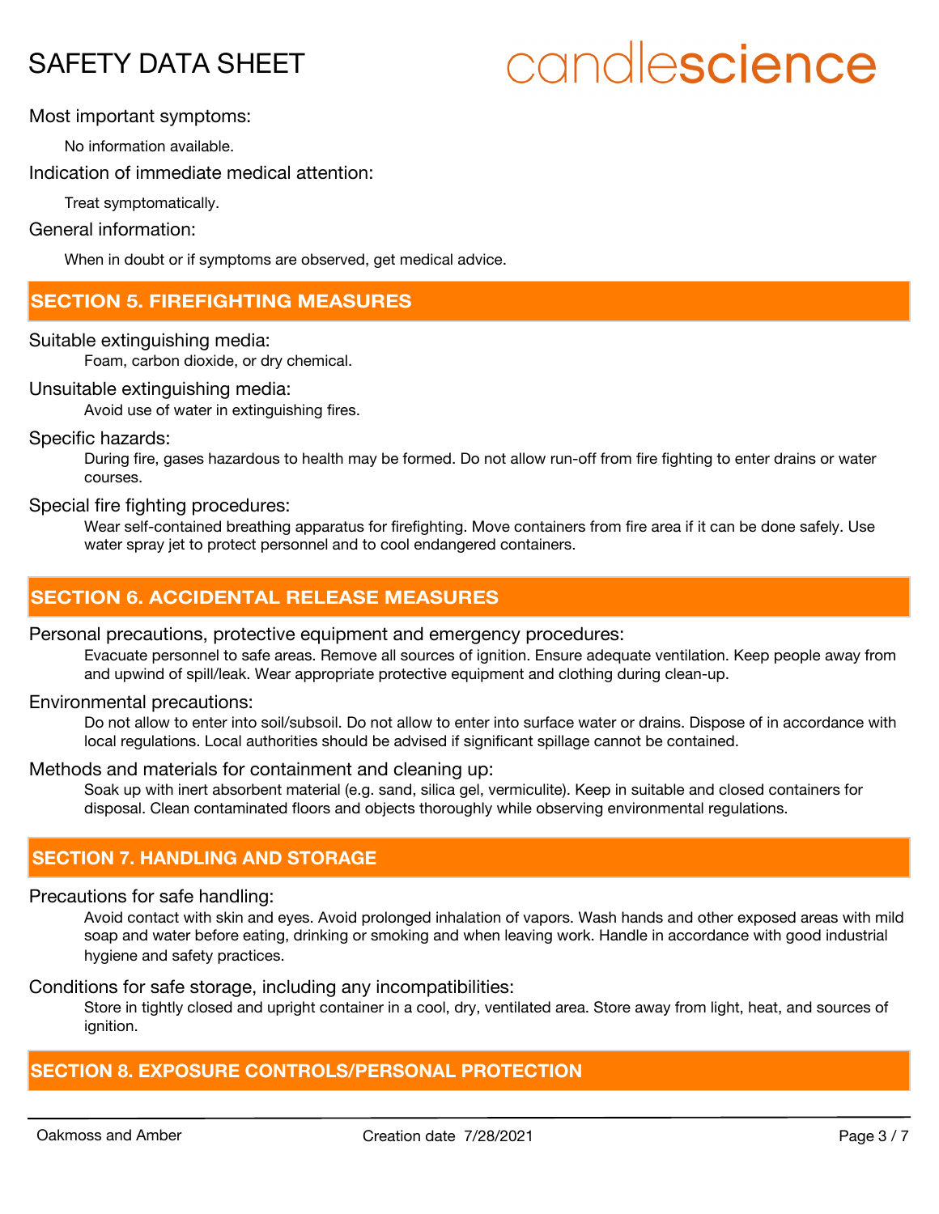Most important symptoms:

No information available.

Indication of immediate medical attention:

Treat symptomatically.

General information:

When in doubt or if symptoms are observed, get medical advice.

## SECTION 5. FIREFIGHTING MEASURES

Suitable extinguishing media:

Foam, carbon dioxide, or dry chemical.

Unsuitable extinguishing media:

Avoid use of water in extinguishing fires.

Specific hazards:

During fire, gases hazardous to health may be formed. Do not allow run-off from fire fighting to enter drains or water courses.

Special fire fighting procedures:

Wear self-contained breathing apparatus for firefighting. Move containers from fire area if it can be done safely. Use water spray jet to protect personnel and to cool endangered containers.

## SECTION 6. ACCIDENTAL RELEASE MEASURES

Personal precautions, protective equipment and emergency procedures:

Evacuate personnel to safe areas. Remove all sources of ignition. Ensure adequate ventilation. Keep people away from and upwind of spill/leak. Wear appropriate protective equipment and clothing during clean-up.

Environmental precautions:

Do not allow to enter into soil/subsoil. Do not allow to enter into surface water or drains. Dispose of in accordance with local regulations. Local authorities should be advised if significant spillage cannot be contained.

Methods and materials for containment and cleaning up:

Soak up with inert absorbent material (e.g. sand, silica gel, vermiculite). Keep in suitable and closed containers for disposal. Clean contaminated floors and objects thoroughly while observing environmental regulations.

## SECTION 7. HANDLING AND STORAGE

Precautions for safe handling:

Avoid contact with skin and eyes. Avoid prolonged inhalation of vapors. Wash hands and other exposed areas with mild soap and water before eating, drinking or smoking and when leaving work. Handle in accordance with good industrial hygiene and safety practices.

Conditions for safe storage, including any incompatibilities:

Store in tightly closed and upright container in a cool, dry, ventilated area. Store away from light, heat, and sources of ignition.

## SECTION 8. EXPOSURE CONTROLS/PERSONAL PROTECTION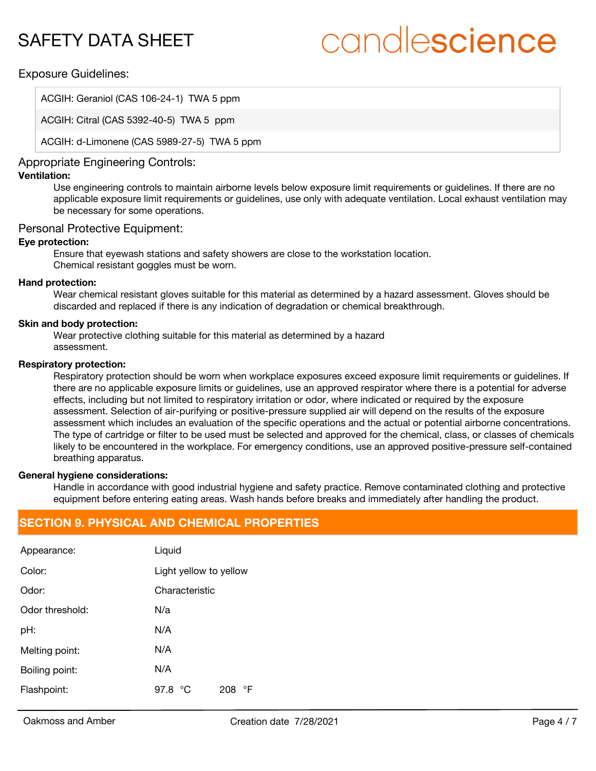## Exposure Guidelines:

| ACGIH: Geraniol (CAS 106-24-1) TWA 5 ppm |
|---|
| ACGIH: Citral (CAS 5392-40-5) TWA 5 ppm |
| ACGIH: d-Limonene (CAS 5989-27-5) TWA 5 ppm |

## Appropriate Engineering Controls:

**Ventilation:**

Use engineering controls to maintain airborne levels below exposure limit requirements or guidelines. If there are no applicable exposure limit requirements or guidelines, use only with adequate ventilation. Local exhaust ventilation may be necessary for some operations.

## Personal Protective Equipment:

**Eye protection:**

Ensure that eyewash stations and safety showers are close to the workstation location.
Chemical resistant goggles must be worn.

**Hand protection:**

Wear chemical resistant gloves suitable for this material as determined by a hazard assessment. Gloves should be discarded and replaced if there is any indication of degradation or chemical breakthrough.

**Skin and body protection:**

Wear protective clothing suitable for this material as determined by a hazard assessment.

**Respiratory protection:**

Respiratory protection should be worn when workplace exposures exceed exposure limit requirements or guidelines. If there are no applicable exposure limits or guidelines, use an approved respirator where there is a potential for adverse effects, including but not limited to respiratory irritation or odor, where indicated or required by the exposure assessment. Selection of air-purifying or positive-pressure supplied air will depend on the results of the exposure assessment which includes an evaluation of the specific operations and the actual or potential airborne concentrations. The type of cartridge or filter to be used must be selected and approved for the chemical, class, or classes of chemicals likely to be encountered in the workplace. For emergency conditions, use an approved positive-pressure self-contained breathing apparatus.

**General hygiene considerations:**

Handle in accordance with good industrial hygiene and safety practice. Remove contaminated clothing and protective equipment before entering eating areas. Wash hands before breaks and immediately after handling the product.

## SECTION 9. PHYSICAL AND CHEMICAL PROPERTIES

| | |
|---|---|
| Appearance: | Liquid |
| Color: | Light yellow to yellow |
| Odor: | Characteristic |
| Odor threshold: | N/a |
| pH: | N/A |
| Melting point: | N/A |
| Boiling point: | N/A |
| Flashpoint: | 97.8 °C 208 °F |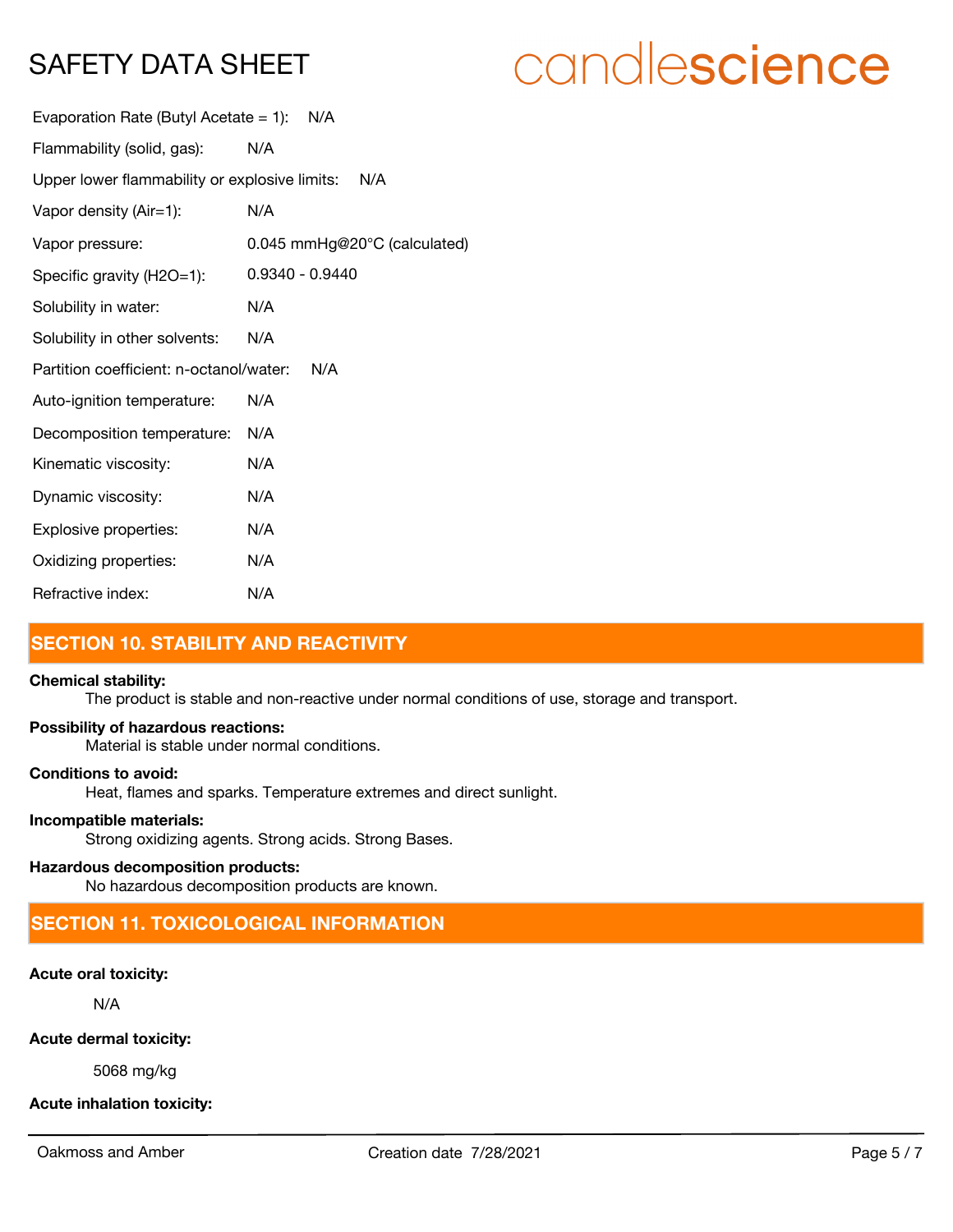Evaporation Rate (Butyl Acetate = 1): N/A

Flammability (solid, gas): N/A

Upper lower flammability or explosive limits: N/A

Vapor density (Air=1): N/A

Vapor pressure: 0.045 mmHg@20°C (calculated)

Specific gravity (H2O=1): 0.9340 - 0.9440

Solubility in water: N/A

Solubility in other solvents: N/A

Partition coefficient: n-octanol/water: N/A

Auto-ignition temperature: N/A

Decomposition temperature: N/A

Kinematic viscosity: N/A

Dynamic viscosity: N/A

Explosive properties: N/A

Oxidizing properties: N/A

Refractive index: N/A

## SECTION 10. STABILITY AND REACTIVITY

**Chemical stability:**

The product is stable and non-reactive under normal conditions of use, storage and transport.

**Possibility of hazardous reactions:**

Material is stable under normal conditions.

**Conditions to avoid:**

Heat, flames and sparks. Temperature extremes and direct sunlight.

**Incompatible materials:**

Strong oxidizing agents. Strong acids. Strong Bases.

**Hazardous decomposition products:**

No hazardous decomposition products are known.

## SECTION 11. TOXICOLOGICAL INFORMATION

**Acute oral toxicity:**

N/A

**Acute dermal toxicity:**

5068 mg/kg

**Acute inhalation toxicity:**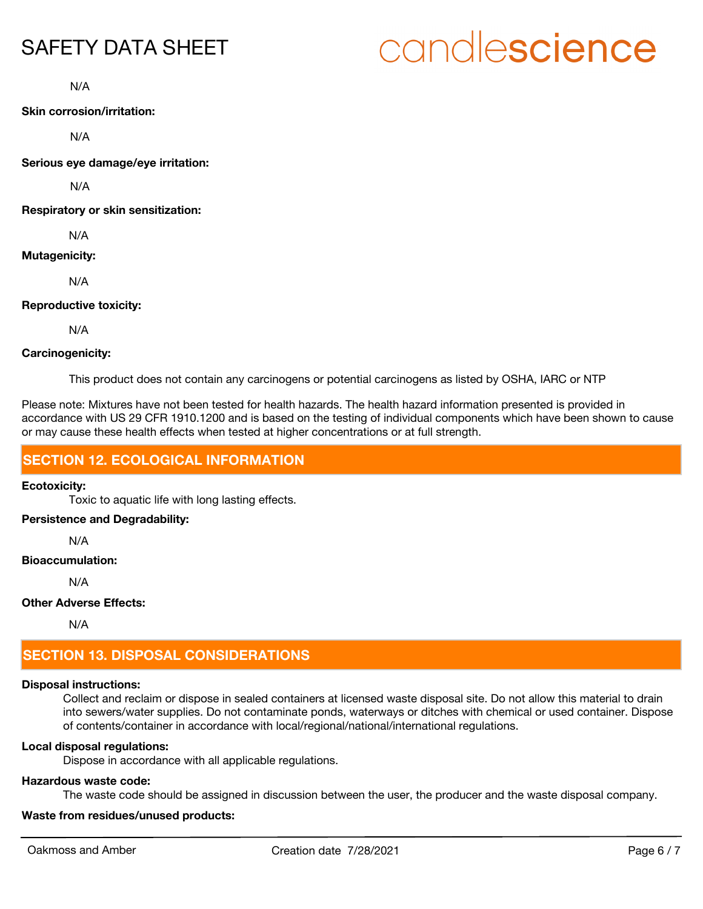N/A

**Skin corrosion/irritation:**

N/A

**Serious eye damage/eye irritation:**

N/A

**Respiratory or skin sensitization:**

N/A

**Mutagenicity:**

N/A

**Reproductive toxicity:**

N/A

**Carcinogenicity:**

This product does not contain any carcinogens or potential carcinogens as listed by OSHA, IARC or NTP

Please note: Mixtures have not been tested for health hazards. The health hazard information presented is provided in accordance with US 29 CFR 1910.1200 and is based on the testing of individual components which have been shown to cause or may cause these health effects when tested at higher concentrations or at full strength.

## SECTION 12. ECOLOGICAL INFORMATION

**Ecotoxicity:**

Toxic to aquatic life with long lasting effects.

**Persistence and Degradability:**

N/A

**Bioaccumulation:**

N/A

**Other Adverse Effects:**

N/A

## SECTION 13. DISPOSAL CONSIDERATIONS

**Disposal instructions:**

Collect and reclaim or dispose in sealed containers at licensed waste disposal site. Do not allow this material to drain into sewers/water supplies. Do not contaminate ponds, waterways or ditches with chemical or used container. Dispose of contents/container in accordance with local/regional/national/international regulations.

**Local disposal regulations:**

Dispose in accordance with all applicable regulations.

**Hazardous waste code:**

The waste code should be assigned in discussion between the user, the producer and the waste disposal company.

**Waste from residues/unused products:**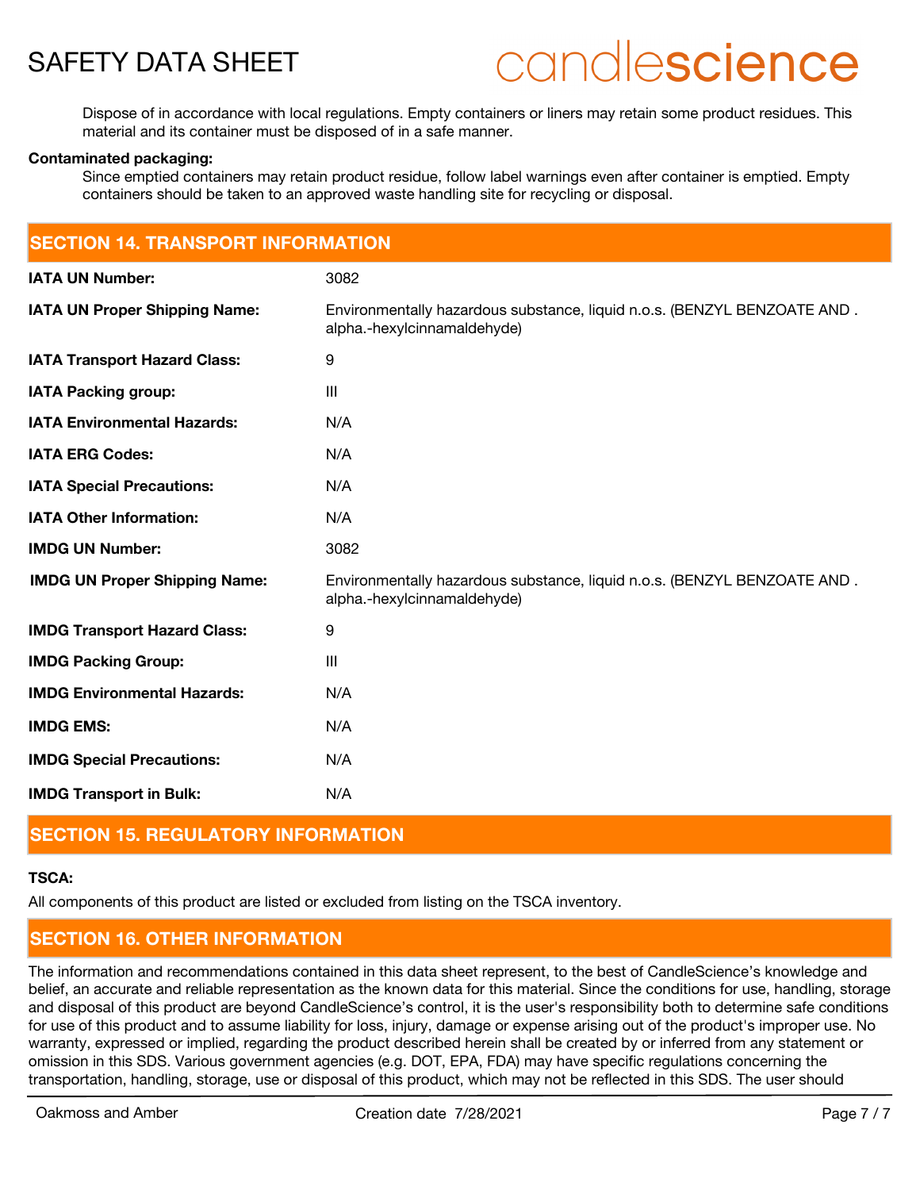Dispose of in accordance with local regulations. Empty containers or liners may retain some product residues. This material and its container must be disposed of in a safe manner.

**Contaminated packaging:**

Since emptied containers may retain product residue, follow label warnings even after container is emptied. Empty containers should be taken to an approved waste handling site for recycling or disposal.

## SECTION 14. TRANSPORT INFORMATION

| | |
|---|---|
| **IATA UN Number:** | 3082 |
| **IATA UN Proper Shipping Name:** | Environmentally hazardous substance, liquid n.o.s. (BENZYL BENZOATE AND .alpha.-hexylcinnamaldehyde) |
| **IATA Transport Hazard Class:** | 9 |
| **IATA Packing group:** | III |
| **IATA Environmental Hazards:** | N/A |
| **IATA ERG Codes:** | N/A |
| **IATA Special Precautions:** | N/A |
| **IATA Other Information:** | N/A |
| **IMDG UN Number:** | 3082 |
| **IMDG UN Proper Shipping Name:** | Environmentally hazardous substance, liquid n.o.s. (BENZYL BENZOATE AND .alpha.-hexylcinnamaldehyde) |
| **IMDG Transport Hazard Class:** | 9 |
| **IMDG Packing Group:** | III |
| **IMDG Environmental Hazards:** | N/A |
| **IMDG EMS:** | N/A |
| **IMDG Special Precautions:** | N/A |
| **IMDG Transport in Bulk:** | N/A |

## SECTION 15. REGULATORY INFORMATION

**TSCA:**

All components of this product are listed or excluded from listing on the TSCA inventory.

## SECTION 16. OTHER INFORMATION

The information and recommendations contained in this data sheet represent, to the best of CandleScience's knowledge and belief, an accurate and reliable representation as the known data for this material. Since the conditions for use, handling, storage and disposal of this product are beyond CandleScience's control, it is the user's responsibility both to determine safe conditions for use of this product and to assume liability for loss, injury, damage or expense arising out of the product's improper use. No warranty, expressed or implied, regarding the product described herein shall be created by or inferred from any statement or omission in this SDS. Various government agencies (e.g. DOT, EPA, FDA) may have specific regulations concerning the transportation, handling, storage, use or disposal of this product, which may not be reflected in this SDS. The user should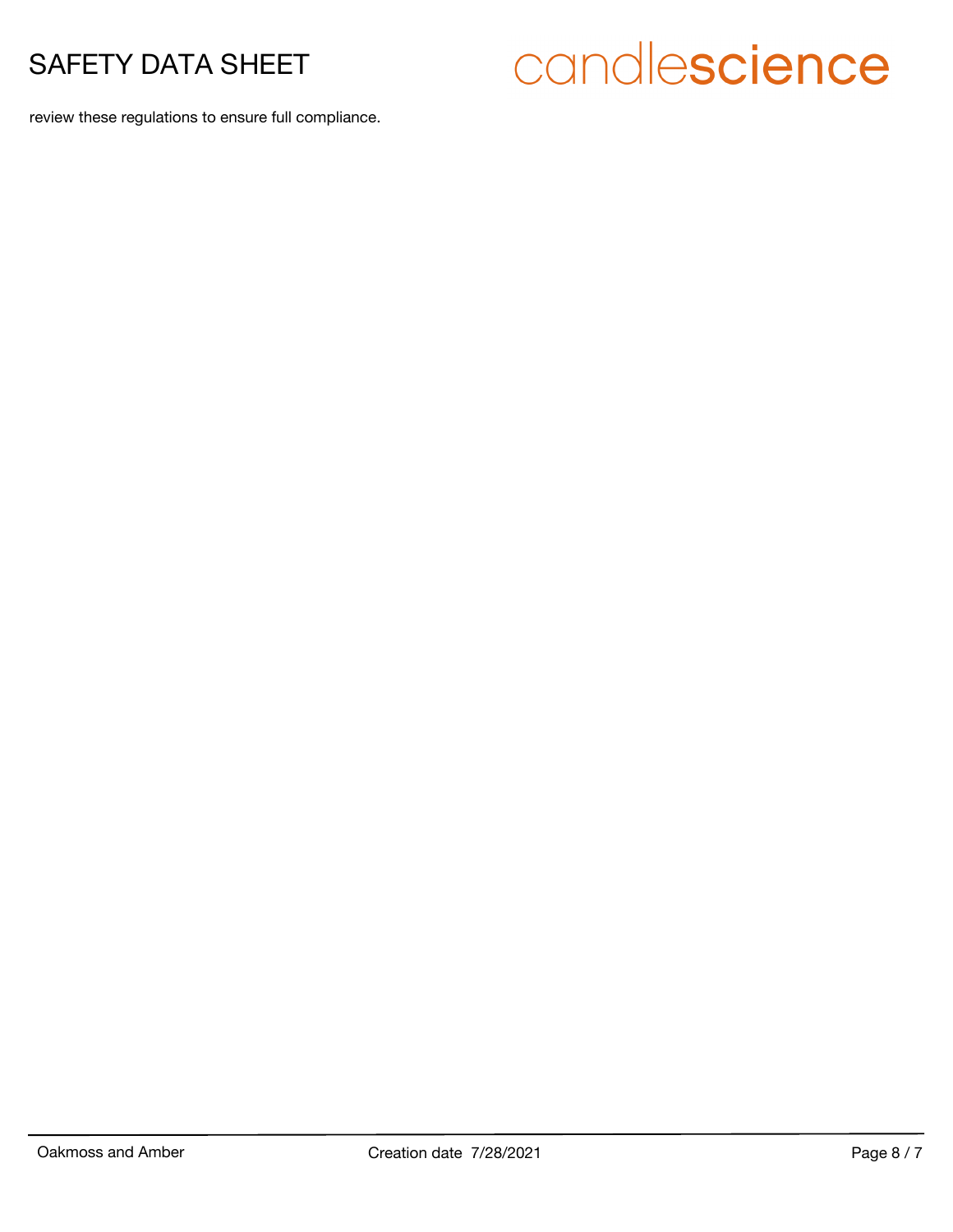review these regulations to ensure full compliance.